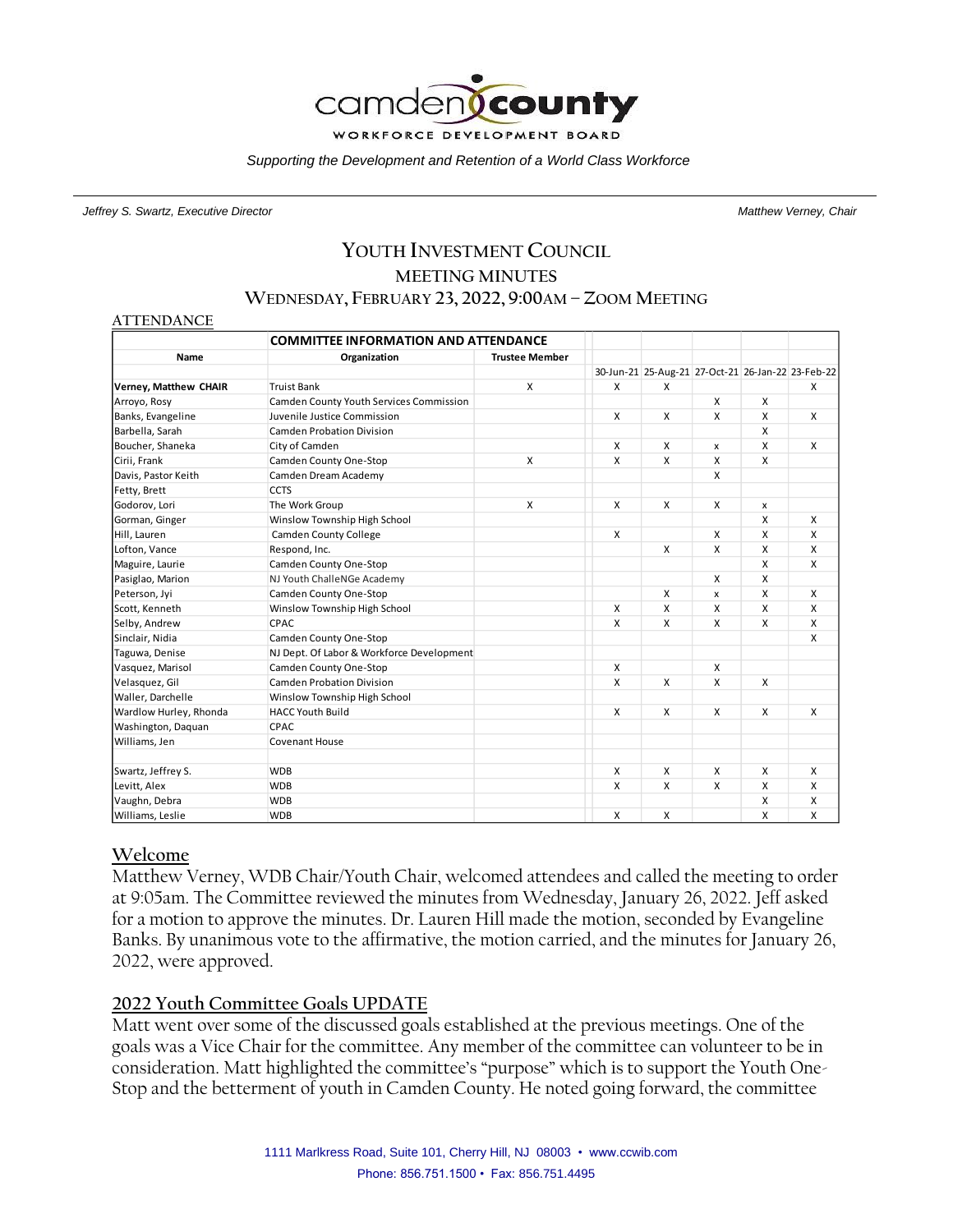camden county
WORKFORCE DEVELOPMENT BOARD

*Supporting the Development and Retention of a World Class Workforce*

*Jeffrey S. Swartz, Executive Director* | *Matthew Verney, Chair*

# YOUTH INVESTMENT COUNCIL
## MEETING MINUTES
## WEDNESDAY, FEBRUARY 23, 2022, 9:00AM – ZOOM MEETING

**ATTENDANCE**

| COMMITTEE INFORMATION AND ATTENDANCE | | | | | | | |
|---|---|---|---|---|---|---|---|
| **Name** | **Organization** | **Trustee Member** | | | | | |
| | | | 30-Jun-21 | 25-Aug-21 | 27-Oct-21 | 26-Jan-22 | 23-Feb-22 |
| **Verney, Matthew CHAIR** | Truist Bank | X | X | X | | | X |
| Arroyo, Rosy | Camden County Youth Services Commission | | | | X | X | |
| Banks, Evangeline | Juvenile Justice Commission | | X | X | X | X | X |
| Barbella, Sarah | Camden Probation Division | | | | | X | |
| Boucher, Shaneka | City of Camden | | X | X | x | X | X |
| Cirii, Frank | Camden County One-Stop | X | X | X | X | X | |
| Davis, Pastor Keith | Camden Dream Academy | | | | X | | |
| Fetty, Brett | CCTS | | | | | | |
| Godorov, Lori | The Work Group | X | X | X | X | x | |
| Gorman, Ginger | Winslow Township High School | | | | | X | X |
| Hill, Lauren | Camden County College | | X | | X | X | X |
| Lofton, Vance | Respond, Inc. | | | X | X | X | X |
| Maguire, Laurie | Camden County One-Stop | | | | | X | X |
| Pasiglao, Marion | NJ Youth ChalleNGe Academy | | | | X | X | |
| Peterson, Jyi | Camden County One-Stop | | | X | x | X | X |
| Scott, Kenneth | Winslow Township High School | | X | X | X | X | X |
| Selby, Andrew | CPAC | | X | X | X | X | X |
| Sinclair, Nidia | Camden County One-Stop | | | | | | X |
| Taguwa, Denise | NJ Dept. Of Labor & Workforce Development | | | | | | |
| Vasquez, Marisol | Camden County One-Stop | | X | | X | | |
| Velasquez, Gil | Camden Probation Division | | X | X | X | X | |
| Waller, Darchelle | Winslow Township High School | | | | | | |
| Wardlow Hurley, Rhonda | HACC Youth Build | | X | X | X | X | X |
| Washington, Daquan | CPAC | | | | | | |
| Williams, Jen | Covenant House | | | | | | |
| | | | | | | | |
| Swartz, Jeffrey S. | WDB | | X | X | X | X | X |
| Levitt, Alex | WDB | | X | X | X | X | X |
| Vaughn, Debra | WDB | | | | | X | X |
| Williams, Leslie | WDB | | X | X | | X | X |

## Welcome

Matthew Verney, WDB Chair/Youth Chair, welcomed attendees and called the meeting to order at 9:05am. The Committee reviewed the minutes from Wednesday, January 26, 2022. Jeff asked for a motion to approve the minutes. Dr. Lauren Hill made the motion, seconded by Evangeline Banks. By unanimous vote to the affirmative, the motion carried, and the minutes for January 26, 2022, were approved.

## 2022 Youth Committee Goals UPDATE

Matt went over some of the discussed goals established at the previous meetings. One of the goals was a Vice Chair for the committee. Any member of the committee can volunteer to be in consideration. Matt highlighted the committee's "purpose" which is to support the Youth One-Stop and the betterment of youth in Camden County. He noted going forward, the committee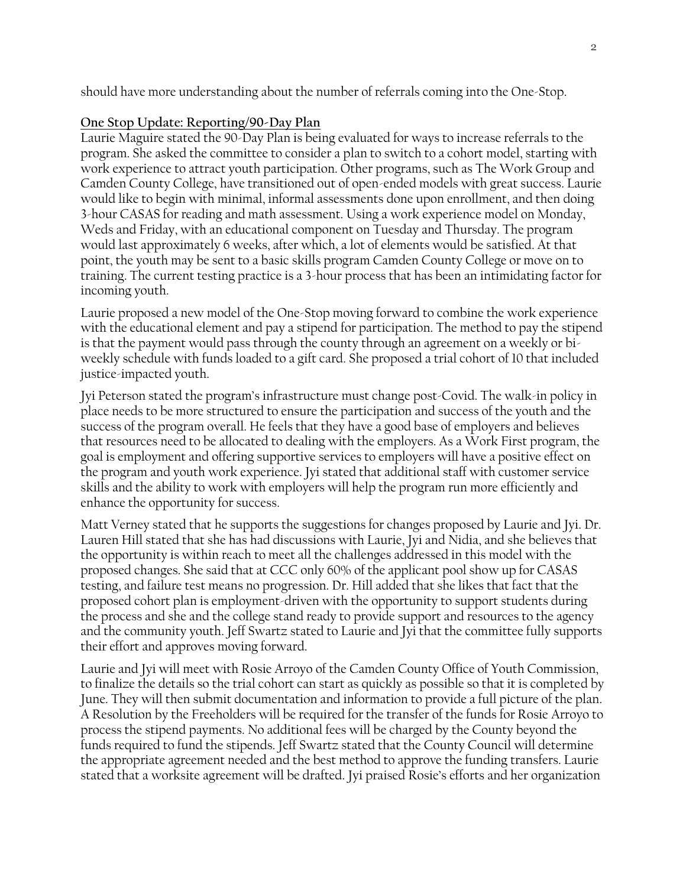should have more understanding about the number of referrals coming into the One-Stop.

## One Stop Update: Reporting/90-Day Plan

Laurie Maguire stated the 90-Day Plan is being evaluated for ways to increase referrals to the program. She asked the committee to consider a plan to switch to a cohort model, starting with work experience to attract youth participation. Other programs, such as The Work Group and Camden County College, have transitioned out of open-ended models with great success. Laurie would like to begin with minimal, informal assessments done upon enrollment, and then doing 3-hour CASAS for reading and math assessment. Using a work experience model on Monday, Weds and Friday, with an educational component on Tuesday and Thursday. The program would last approximately 6 weeks, after which, a lot of elements would be satisfied. At that point, the youth may be sent to a basic skills program Camden County College or move on to training. The current testing practice is a 3-hour process that has been an intimidating factor for incoming youth.

Laurie proposed a new model of the One-Stop moving forward to combine the work experience with the educational element and pay a stipend for participation. The method to pay the stipend is that the payment would pass through the county through an agreement on a weekly or bi-weekly schedule with funds loaded to a gift card. She proposed a trial cohort of 10 that included justice-impacted youth.

Jyi Peterson stated the program's infrastructure must change post-Covid. The walk-in policy in place needs to be more structured to ensure the participation and success of the youth and the success of the program overall. He feels that they have a good base of employers and believes that resources need to be allocated to dealing with the employers. As a Work First program, the goal is employment and offering supportive services to employers will have a positive effect on the program and youth work experience. Jyi stated that additional staff with customer service skills and the ability to work with employers will help the program run more efficiently and enhance the opportunity for success.

Matt Verney stated that he supports the suggestions for changes proposed by Laurie and Jyi. Dr. Lauren Hill stated that she has had discussions with Laurie, Jyi and Nidia, and she believes that the opportunity is within reach to meet all the challenges addressed in this model with the proposed changes. She said that at CCC only 60% of the applicant pool show up for CASAS testing, and failure test means no progression. Dr. Hill added that she likes that fact that the proposed cohort plan is employment-driven with the opportunity to support students during the process and she and the college stand ready to provide support and resources to the agency and the community youth. Jeff Swartz stated to Laurie and Jyi that the committee fully supports their effort and approves moving forward.

Laurie and Jyi will meet with Rosie Arroyo of the Camden County Office of Youth Commission, to finalize the details so the trial cohort can start as quickly as possible so that it is completed by June. They will then submit documentation and information to provide a full picture of the plan. A Resolution by the Freeholders will be required for the transfer of the funds for Rosie Arroyo to process the stipend payments. No additional fees will be charged by the County beyond the funds required to fund the stipends. Jeff Swartz stated that the County Council will determine the appropriate agreement needed and the best method to approve the funding transfers. Laurie stated that a worksite agreement will be drafted. Jyi praised Rosie's efforts and her organization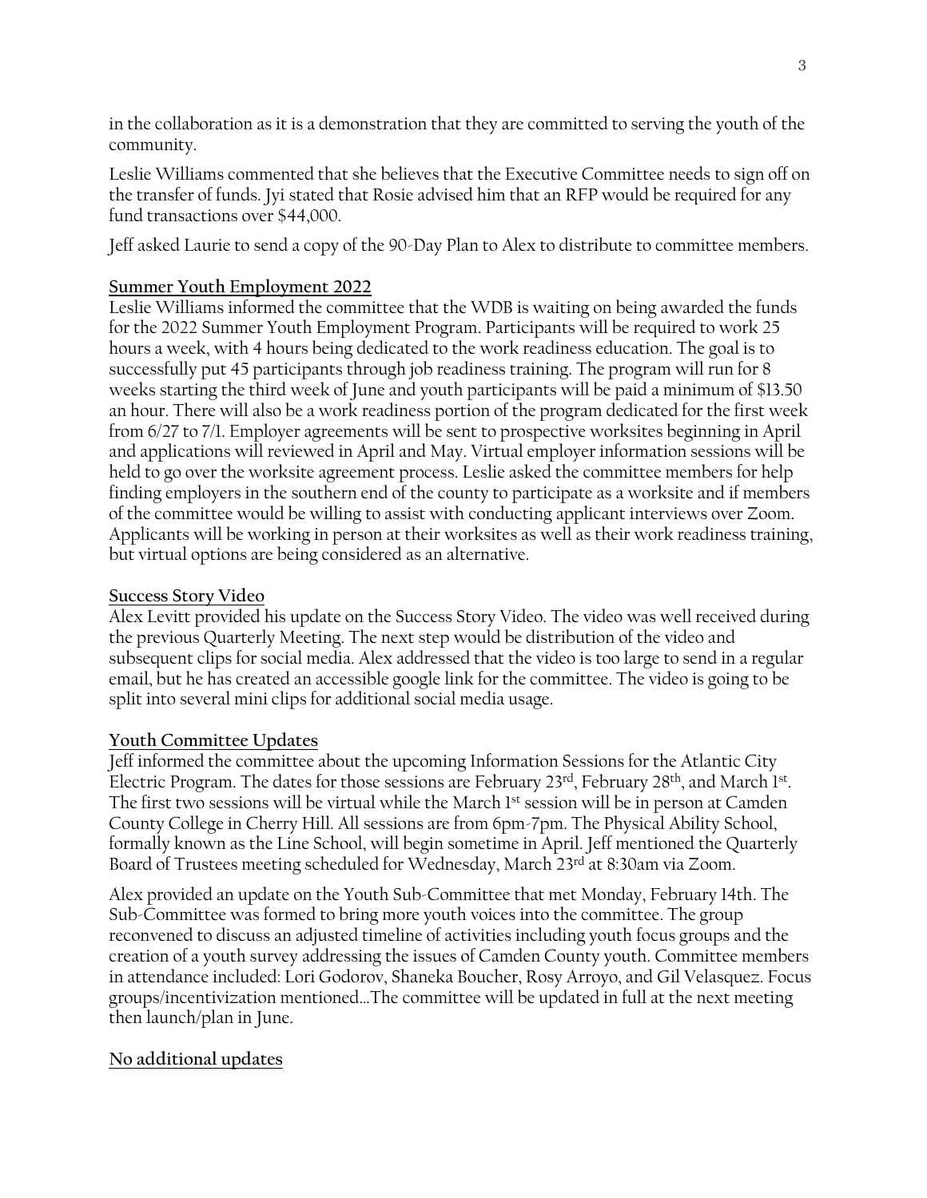in the collaboration as it is a demonstration that they are committed to serving the youth of the community.

Leslie Williams commented that she believes that the Executive Committee needs to sign off on the transfer of funds. Jyi stated that Rosie advised him that an RFP would be required for any fund transactions over $44,000.

Jeff asked Laurie to send a copy of the 90-Day Plan to Alex to distribute to committee members.

## Summer Youth Employment 2022

Leslie Williams informed the committee that the WDB is waiting on being awarded the funds for the 2022 Summer Youth Employment Program. Participants will be required to work 25 hours a week, with 4 hours being dedicated to the work readiness education. The goal is to successfully put 45 participants through job readiness training. The program will run for 8 weeks starting the third week of June and youth participants will be paid a minimum of $13.50 an hour. There will also be a work readiness portion of the program dedicated for the first week from 6/27 to 7/1. Employer agreements will be sent to prospective worksites beginning in April and applications will reviewed in April and May. Virtual employer information sessions will be held to go over the worksite agreement process. Leslie asked the committee members for help finding employers in the southern end of the county to participate as a worksite and if members of the committee would be willing to assist with conducting applicant interviews over Zoom. Applicants will be working in person at their worksites as well as their work readiness training, but virtual options are being considered as an alternative.

## Success Story Video

Alex Levitt provided his update on the Success Story Video. The video was well received during the previous Quarterly Meeting. The next step would be distribution of the video and subsequent clips for social media. Alex addressed that the video is too large to send in a regular email, but he has created an accessible google link for the committee. The video is going to be split into several mini clips for additional social media usage.

## Youth Committee Updates

Jeff informed the committee about the upcoming Information Sessions for the Atlantic City Electric Program. The dates for those sessions are February 23rd, February 28th, and March 1st. The first two sessions will be virtual while the March 1st session will be in person at Camden County College in Cherry Hill. All sessions are from 6pm-7pm. The Physical Ability School, formally known as the Line School, will begin sometime in April. Jeff mentioned the Quarterly Board of Trustees meeting scheduled for Wednesday, March 23rd at 8:30am via Zoom.

Alex provided an update on the Youth Sub-Committee that met Monday, February 14th. The Sub-Committee was formed to bring more youth voices into the committee. The group reconvened to discuss an adjusted timeline of activities including youth focus groups and the creation of a youth survey addressing the issues of Camden County youth. Committee members in attendance included: Lori Godorov, Shaneka Boucher, Rosy Arroyo, and Gil Velasquez. Focus groups/incentivization mentioned…The committee will be updated in full at the next meeting then launch/plan in June.

## No additional updates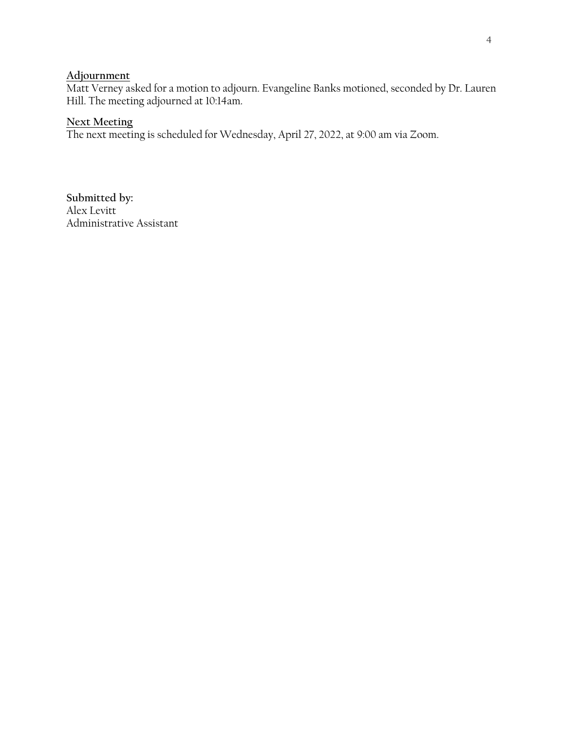## Adjournment

Matt Verney asked for a motion to adjourn. Evangeline Banks motioned, seconded by Dr. Lauren Hill. The meeting adjourned at 10:14am.

## Next Meeting

The next meeting is scheduled for Wednesday, April 27, 2022, at 9:00 am via Zoom.

**Submitted by:**
Alex Levitt
Administrative Assistant